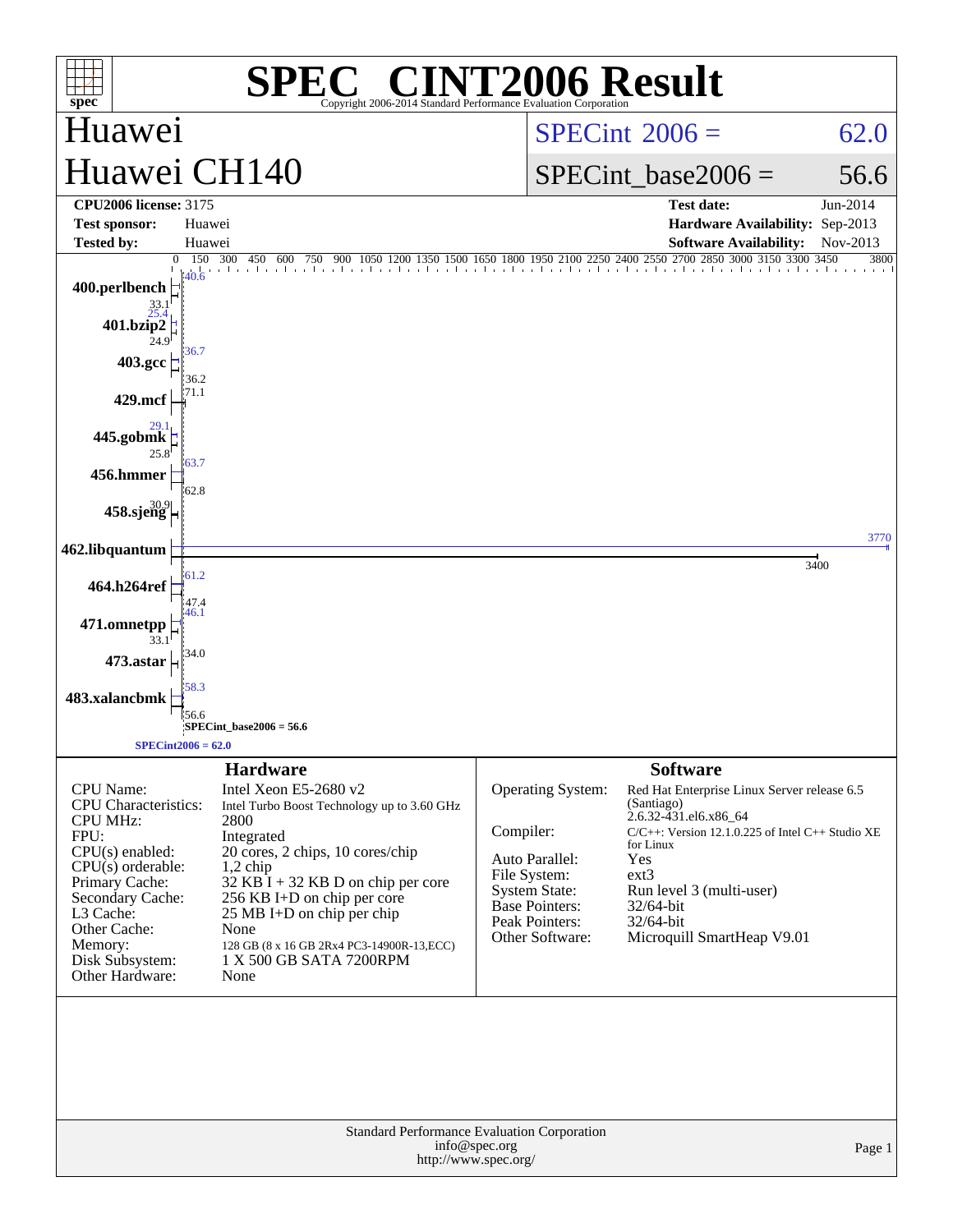# SPEC CINT2006 Result

Copyright 2006-2014 Standard Performance Evaluation Corporation

## Huawei
## Huawei CH140

SPECint 2006 = 62.0

SPECint_base2006 = 56.6

| | | | |
|---|---|---|---|
| **CPU2006 license:** 3175 | | **Test date:** | Jun-2014 |
| **Test sponsor:** | Huawei | **Hardware Availability:** | Sep-2013 |
| **Tested by:** | Huawei | **Software Availability:** | Nov-2013 |

| Benchmark | Peak | Base |
|---|---|---|
| 400.perlbench | 40.6 | 33.1 |
| 401.bzip2 | 25.4 | 24.9 |
| 403.gcc | 36.7 | 36.2 |
| 429.mcf | 71.1 | |
| 445.gobmk | 29.1 | 25.8 |
| 456.hmmer | 63.7 | 62.8 |
| 458.sjeng | 30.9 | |
| 462.libquantum | 3770 | 3400 |
| 464.h264ref | 61.2 | 47.4 |
| 471.omnetpp | 46.1 | 33.1 |
| 473.astar | 34.0 | |
| 483.xalancbmk | 58.3 | 56.6 |

SPECint_base2006 = 56.6

SPECint2006 = 62.0

## Hardware

| | |
|---|---|
| CPU Name: | Intel Xeon E5-2680 v2 |
| CPU Characteristics: | Intel Turbo Boost Technology up to 3.60 GHz |
| CPU MHz: | 2800 |
| FPU: | Integrated |
| CPU(s) enabled: | 20 cores, 2 chips, 10 cores/chip |
| CPU(s) orderable: | 1,2 chip |
| Primary Cache: | 32 KB I + 32 KB D on chip per core |
| Secondary Cache: | 256 KB I+D on chip per core |
| L3 Cache: | 25 MB I+D on chip per chip |
| Other Cache: | None |
| Memory: | 128 GB (8 x 16 GB 2Rx4 PC3-14900R-13,ECC) |
| Disk Subsystem: | 1 X 500 GB SATA 7200RPM |
| Other Hardware: | None |

## Software

| | |
|---|---|
| Operating System: | Red Hat Enterprise Linux Server release 6.5 (Santiago) 2.6.32-431.el6.x86_64 |
| Compiler: | C/C++: Version 12.1.0.225 of Intel C++ Studio XE for Linux |
| Auto Parallel: | Yes |
| File System: | ext3 |
| System State: | Run level 3 (multi-user) |
| Base Pointers: | 32/64-bit |
| Peak Pointers: | 32/64-bit |
| Other Software: | Microquill SmartHeap V9.01 |

Standard Performance Evaluation Corporation
info@spec.org
http://www.spec.org/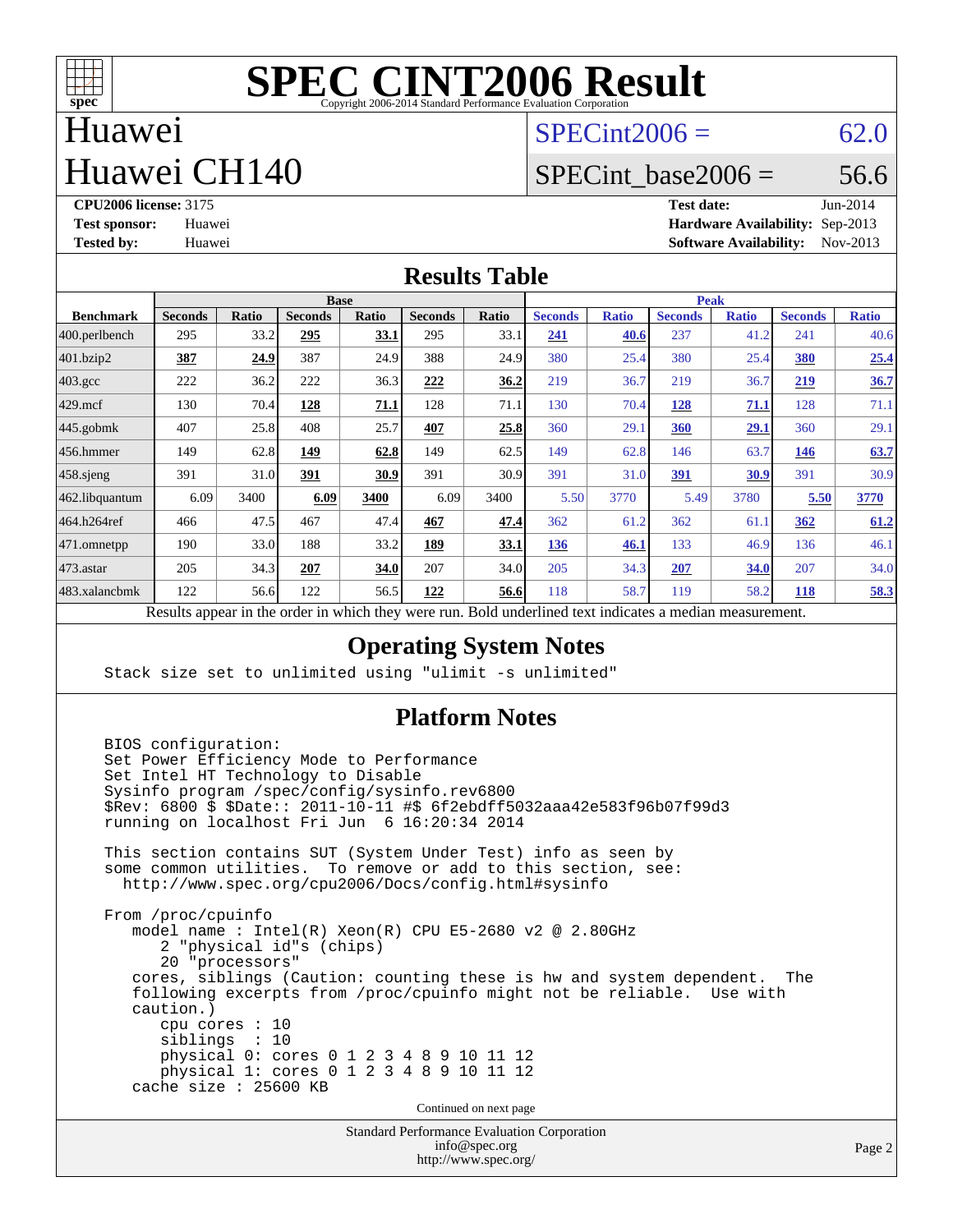# SPEC CINT2006 Result

Copyright 2006-2014 Standard Performance Evaluation Corporation

## Huawei
## Huawei CH140

SPECint2006 = 62.0

SPECint_base2006 = 56.6

**CPU2006 license:** 3175
**Test sponsor:** Huawei
**Tested by:** Huawei

**Test date:** Jun-2014
**Hardware Availability:** Sep-2013
**Software Availability:** Nov-2013

## Results Table

| Benchmark | Base | | | | | | Peak | | | | | |
|---|---|---|---|---|---|---|---|---|---|---|---|---|
| | Seconds | Ratio | Seconds | Ratio | Seconds | Ratio | Seconds | Ratio | Seconds | Ratio | Seconds | Ratio |
| 400.perlbench | 295 | 33.2 | **295** | **33.1** | 295 | 33.1 | **241** | **40.6** | 237 | 41.2 | 241 | 40.6 |
| 401.bzip2 | **387** | **24.9** | 387 | 24.9 | 388 | 24.9 | 380 | 25.4 | 380 | 25.4 | **380** | **25.4** |
| 403.gcc | 222 | 36.2 | 222 | 36.3 | **222** | **36.2** | 219 | 36.7 | 219 | 36.7 | **219** | **36.7** |
| 429.mcf | 130 | 70.4 | **128** | **71.1** | 128 | 71.1 | 130 | 70.4 | **128** | **71.1** | 128 | 71.1 |
| 445.gobmk | 407 | 25.8 | 408 | 25.7 | **407** | **25.8** | 360 | 29.1 | **360** | **29.1** | 360 | 29.1 |
| 456.hmmer | 149 | 62.8 | **149** | **62.8** | 149 | 62.5 | 149 | 62.8 | 146 | 63.7 | **146** | **63.7** |
| 458.sjeng | 391 | 31.0 | **391** | **30.9** | 391 | 30.9 | 391 | 31.0 | **391** | **30.9** | 391 | 30.9 |
| 462.libquantum | 6.09 | 3400 | **6.09** | **3400** | 6.09 | 3400 | 5.50 | 3770 | 5.49 | 3780 | **5.50** | **3770** |
| 464.h264ref | 466 | 47.5 | 467 | 47.4 | **467** | **47.4** | 362 | 61.2 | 362 | 61.1 | **362** | **61.2** |
| 471.omnetpp | 190 | 33.0 | 188 | 33.2 | **189** | **33.1** | **136** | **46.1** | 133 | 46.9 | 136 | 46.1 |
| 473.astar | 205 | 34.3 | **207** | **34.0** | 207 | 34.0 | 205 | 34.3 | **207** | **34.0** | 207 | 34.0 |
| 483.xalancbmk | 122 | 56.6 | 122 | 56.5 | **122** | **56.6** | 118 | 58.7 | 119 | 58.2 | **118** | **58.3** |

Results appear in the order in which they were run. Bold underlined text indicates a median measurement.

## Operating System Notes

```
Stack size set to unlimited using "ulimit -s unlimited"
```

## Platform Notes

```
BIOS configuration:
Set Power Efficiency Mode to Performance
Set Intel HT Technology to Disable
Sysinfo program /spec/config/sysinfo.rev6800
$Rev: 6800 $ $Date:: 2011-10-11 #$ 6f2ebdff5032aaa42e583f96b07f99d3
running on localhost Fri Jun  6 16:20:34 2014

This section contains SUT (System Under Test) info as seen by
some common utilities.  To remove or add to this section, see:
  http://www.spec.org/cpu2006/Docs/config.html#sysinfo

From /proc/cpuinfo
   model name : Intel(R) Xeon(R) CPU E5-2680 v2 @ 2.80GHz
      2 "physical id"s (chips)
      20 "processors"
   cores, siblings (Caution: counting these is hw and system dependent.  The
   following excerpts from /proc/cpuinfo might not be reliable.  Use with
   caution.)
      cpu cores : 10
      siblings  : 10
      physical 0: cores 0 1 2 3 4 8 9 10 11 12
      physical 1: cores 0 1 2 3 4 8 9 10 11 12
   cache size : 25600 KB
```

Continued on next page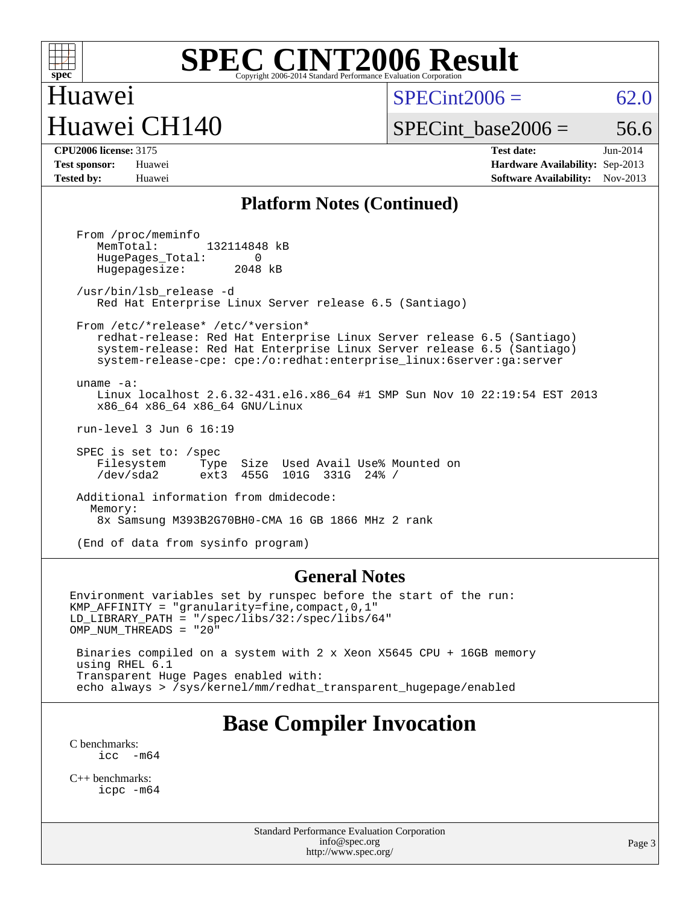# SPEC CINT2006 Result

Copyright 2006-2014 Standard Performance Evaluation Corporation

Huawei
Huawei CH140

SPECint2006 = 62.0
SPECint_base2006 = 56.6

**CPU2006 license:** 3175
**Test sponsor:** Huawei
**Tested by:** Huawei

**Test date:** Jun-2014
**Hardware Availability:** Sep-2013
**Software Availability:** Nov-2013

## Platform Notes (Continued)

```
From /proc/meminfo
   MemTotal:       132114848 kB
   HugePages_Total:       0
   Hugepagesize:       2048 kB

/usr/bin/lsb_release -d
   Red Hat Enterprise Linux Server release 6.5 (Santiago)

From /etc/*release* /etc/*version*
   redhat-release: Red Hat Enterprise Linux Server release 6.5 (Santiago)
   system-release: Red Hat Enterprise Linux Server release 6.5 (Santiago)
   system-release-cpe: cpe:/o:redhat:enterprise_linux:6server:ga:server

uname -a:
   Linux localhost 2.6.32-431.el6.x86_64 #1 SMP Sun Nov 10 22:19:54 EST 2013
   x86_64 x86_64 x86_64 GNU/Linux

run-level 3 Jun 6 16:19

SPEC is set to: /spec
   Filesystem     Type  Size  Used Avail Use% Mounted on
   /dev/sda2      ext3  455G  101G  331G  24% /

Additional information from dmidecode:
  Memory:
   8x Samsung M393B2G70BH0-CMA 16 GB 1866 MHz 2 rank

(End of data from sysinfo program)
```

## General Notes

```
Environment variables set by runspec before the start of the run:
KMP_AFFINITY = "granularity=fine,compact,0,1"
LD_LIBRARY_PATH = "/spec/libs/32:/spec/libs/64"
OMP_NUM_THREADS = "20"

 Binaries compiled on a system with 2 x Xeon X5645 CPU + 16GB memory
 using RHEL 6.1
 Transparent Huge Pages enabled with:
 echo always > /sys/kernel/mm/redhat_transparent_hugepage/enabled
```

## Base Compiler Invocation

C benchmarks:
    icc  -m64

C++ benchmarks:
    icpc -m64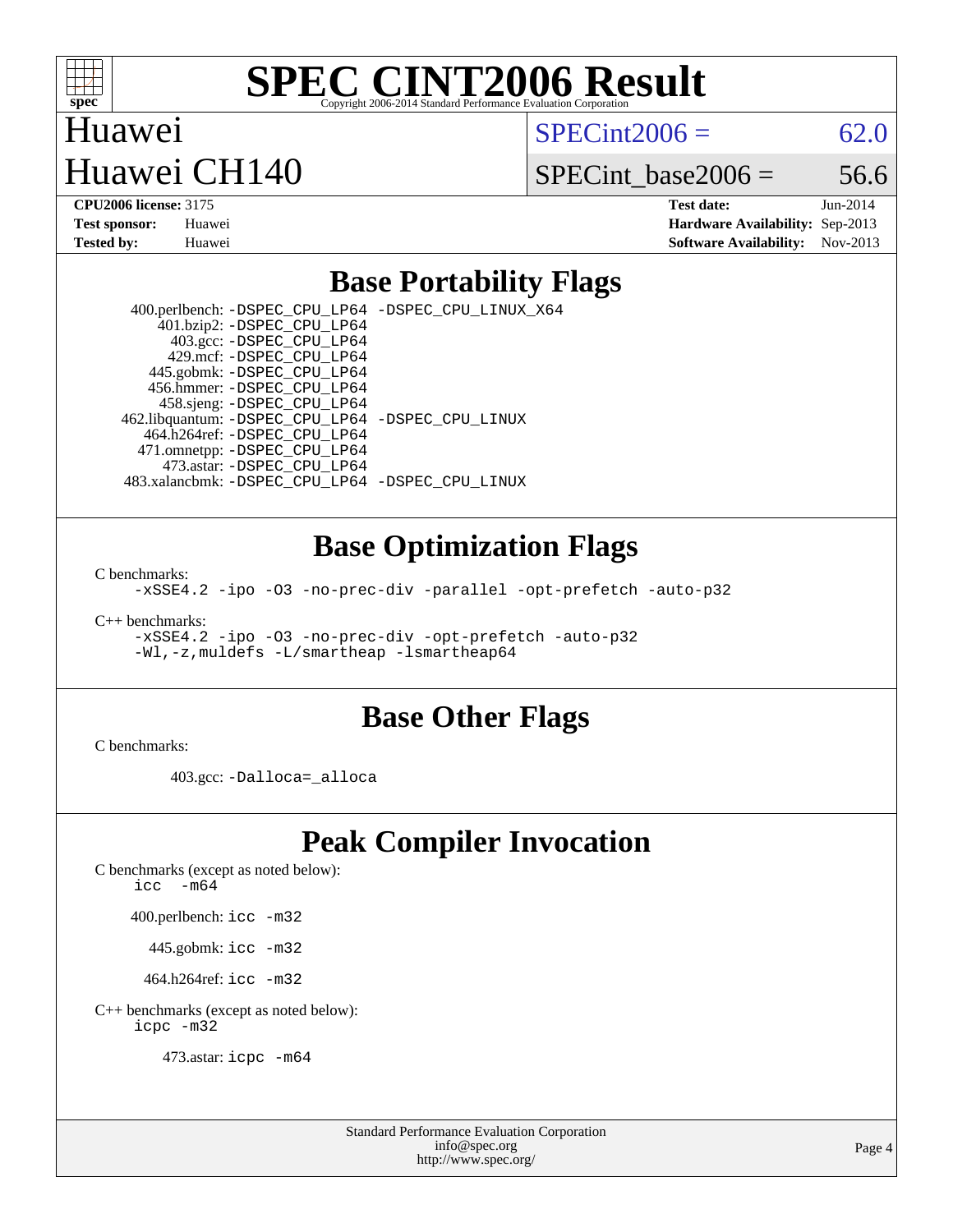# SPEC CINT2006 Result

Copyright 2006-2014 Standard Performance Evaluation Corporation

Huawei
Huawei CH140

SPECint2006 = 62.0
SPECint_base2006 = 56.6

**CPU2006 license:** 3175
**Test sponsor:** Huawei
**Tested by:** Huawei

**Test date:** Jun-2014
**Hardware Availability:** Sep-2013
**Software Availability:** Nov-2013

## Base Portability Flags

400.perlbench: `-DSPEC_CPU_LP64 -DSPEC_CPU_LINUX_X64`
401.bzip2: `-DSPEC_CPU_LP64`
403.gcc: `-DSPEC_CPU_LP64`
429.mcf: `-DSPEC_CPU_LP64`
445.gobmk: `-DSPEC_CPU_LP64`
456.hmmer: `-DSPEC_CPU_LP64`
458.sjeng: `-DSPEC_CPU_LP64`
462.libquantum: `-DSPEC_CPU_LP64 -DSPEC_CPU_LINUX`
464.h264ref: `-DSPEC_CPU_LP64`
471.omnetpp: `-DSPEC_CPU_LP64`
473.astar: `-DSPEC_CPU_LP64`
483.xalancbmk: `-DSPEC_CPU_LP64 -DSPEC_CPU_LINUX`

## Base Optimization Flags

C benchmarks:
`-xSSE4.2 -ipo -O3 -no-prec-div -parallel -opt-prefetch -auto-p32`

C++ benchmarks:
`-xSSE4.2 -ipo -O3 -no-prec-div -opt-prefetch -auto-p32`
`-Wl,-z,muldefs -L/smartheap -lsmartheap64`

## Base Other Flags

C benchmarks:

403.gcc: `-Dalloca=_alloca`

## Peak Compiler Invocation

C benchmarks (except as noted below):
`icc -m64`

400.perlbench: `icc -m32`

445.gobmk: `icc -m32`

464.h264ref: `icc -m32`

C++ benchmarks (except as noted below):
`icpc -m32`

473.astar: `icpc -m64`

Standard Performance Evaluation Corporation
info@spec.org
http://www.spec.org/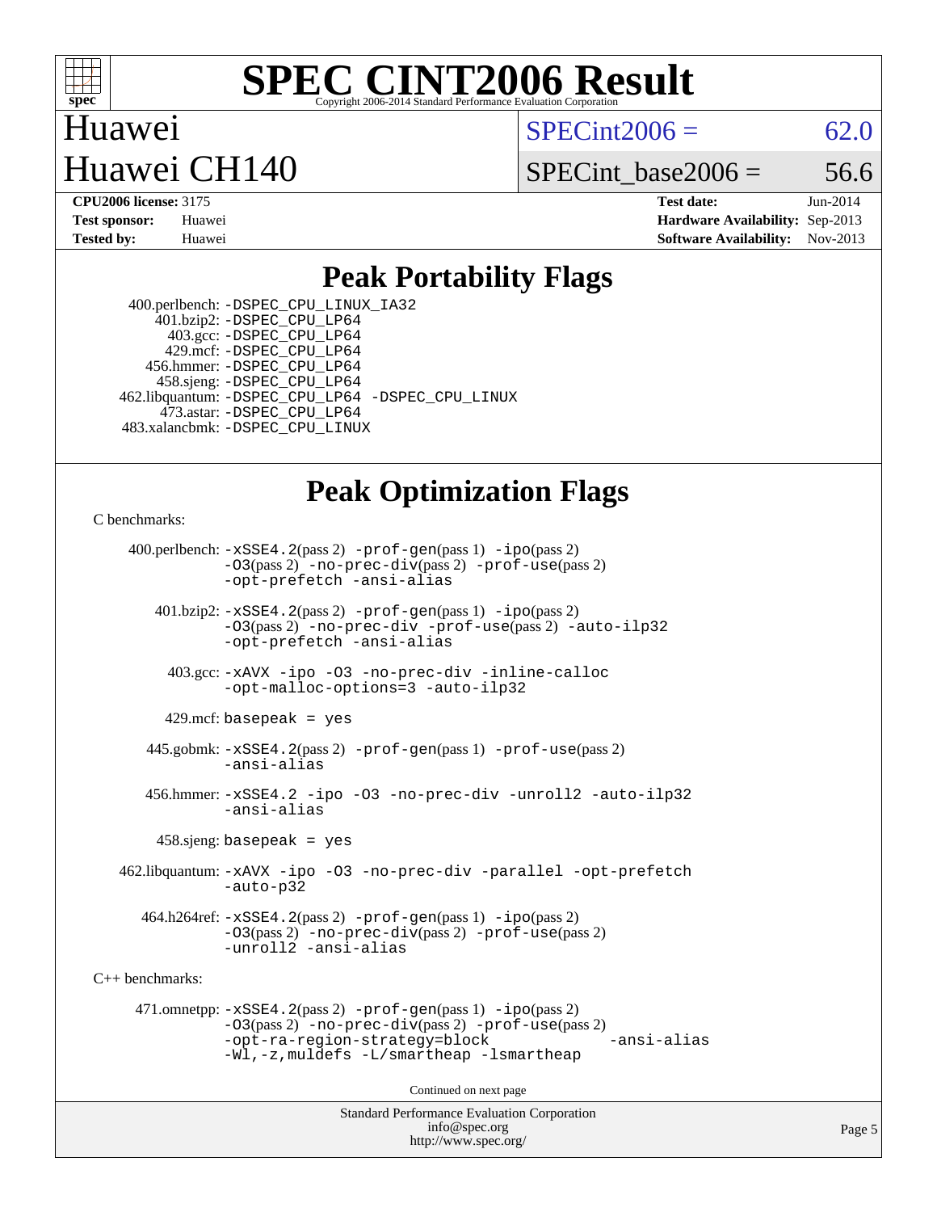# SPEC CINT2006 Result

Copyright 2006-2014 Standard Performance Evaluation Corporation

Huawei

Huawei CH140

SPECint2006 = 62.0

SPECint_base2006 = 56.6

**CPU2006 license:** 3175
**Test sponsor:** Huawei
**Tested by:** Huawei

**Test date:** Jun-2014
**Hardware Availability:** Sep-2013
**Software Availability:** Nov-2013

## Peak Portability Flags

400.perlbench: -DSPEC_CPU_LINUX_IA32
401.bzip2: -DSPEC_CPU_LP64
403.gcc: -DSPEC_CPU_LP64
429.mcf: -DSPEC_CPU_LP64
456.hmmer: -DSPEC_CPU_LP64
458.sjeng: -DSPEC_CPU_LP64
462.libquantum: -DSPEC_CPU_LP64 -DSPEC_CPU_LINUX
473.astar: -DSPEC_CPU_LP64
483.xalancbmk: -DSPEC_CPU_LINUX

## Peak Optimization Flags

C benchmarks:

400.perlbench: -xSSE4.2(pass 2) -prof-gen(pass 1) -ipo(pass 2) -O3(pass 2) -no-prec-div(pass 2) -prof-use(pass 2) -opt-prefetch -ansi-alias

401.bzip2: -xSSE4.2(pass 2) -prof-gen(pass 1) -ipo(pass 2) -O3(pass 2) -no-prec-div -prof-use(pass 2) -auto-ilp32 -opt-prefetch -ansi-alias

403.gcc: -xAVX -ipo -O3 -no-prec-div -inline-calloc -opt-malloc-options=3 -auto-ilp32

429.mcf: basepeak = yes

445.gobmk: -xSSE4.2(pass 2) -prof-gen(pass 1) -prof-use(pass 2) -ansi-alias

456.hmmer: -xSSE4.2 -ipo -O3 -no-prec-div -unroll2 -auto-ilp32 -ansi-alias

458.sjeng: basepeak = yes

462.libquantum: -xAVX -ipo -O3 -no-prec-div -parallel -opt-prefetch -auto-p32

464.h264ref: -xSSE4.2(pass 2) -prof-gen(pass 1) -ipo(pass 2) -O3(pass 2) -no-prec-div(pass 2) -prof-use(pass 2) -unroll2 -ansi-alias

C++ benchmarks:

471.omnetpp: -xSSE4.2(pass 2) -prof-gen(pass 1) -ipo(pass 2) -O3(pass 2) -no-prec-div(pass 2) -prof-use(pass 2) -opt-ra-region-strategy=block -ansi-alias -Wl,-z,muldefs -L/smartheap -lsmartheap

Continued on next page

Standard Performance Evaluation Corporation
info@spec.org
http://www.spec.org/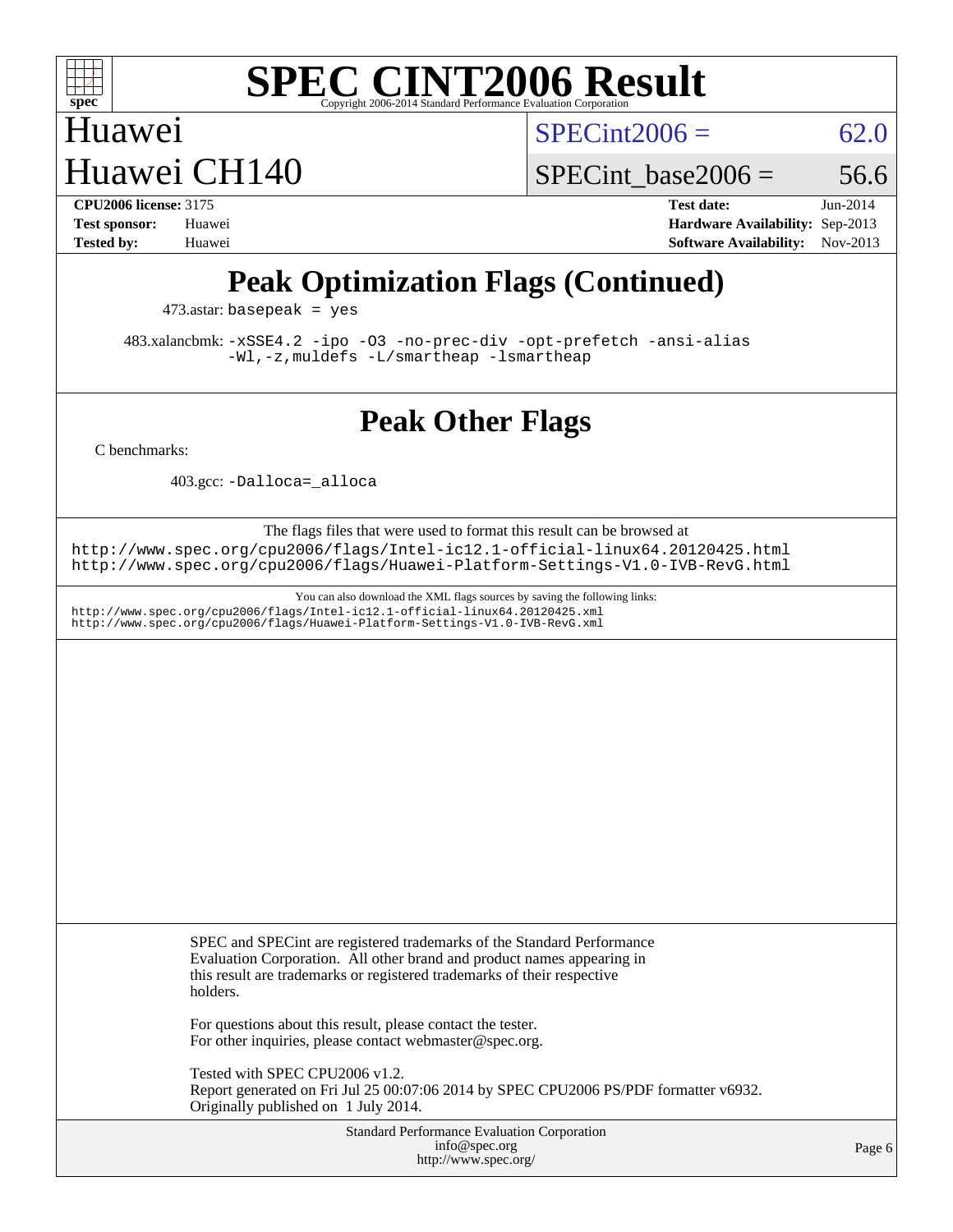# SPEC CINT2006 Result

Copyright 2006-2014 Standard Performance Evaluation Corporation

Huawei
Huawei CH140

SPECint2006 = 62.0
SPECint_base2006 = 56.6

**CPU2006 license:** 3175
**Test sponsor:** Huawei
**Tested by:** Huawei

**Test date:** Jun-2014
**Hardware Availability:** Sep-2013
**Software Availability:** Nov-2013

## Peak Optimization Flags (Continued)

473.astar: basepeak = yes

483.xalancbmk: -xSSE4.2 -ipo -O3 -no-prec-div -opt-prefetch -ansi-alias -Wl,-z,muldefs -L/smartheap -lsmartheap

## Peak Other Flags

C benchmarks:

403.gcc: -Dalloca=_alloca

The flags files that were used to format this result can be browsed at
http://www.spec.org/cpu2006/flags/Intel-ic12.1-official-linux64.20120425.html
http://www.spec.org/cpu2006/flags/Huawei-Platform-Settings-V1.0-IVB-RevG.html

You can also download the XML flags sources by saving the following links:
http://www.spec.org/cpu2006/flags/Intel-ic12.1-official-linux64.20120425.xml
http://www.spec.org/cpu2006/flags/Huawei-Platform-Settings-V1.0-IVB-RevG.xml

SPEC and SPECint are registered trademarks of the Standard Performance Evaluation Corporation. All other brand and product names appearing in this result are trademarks or registered trademarks of their respective holders.

For questions about this result, please contact the tester.
For other inquiries, please contact webmaster@spec.org.

Tested with SPEC CPU2006 v1.2.
Report generated on Fri Jul 25 00:07:06 2014 by SPEC CPU2006 PS/PDF formatter v6932.
Originally published on 1 July 2014.

Standard Performance Evaluation Corporation
info@spec.org
http://www.spec.org/